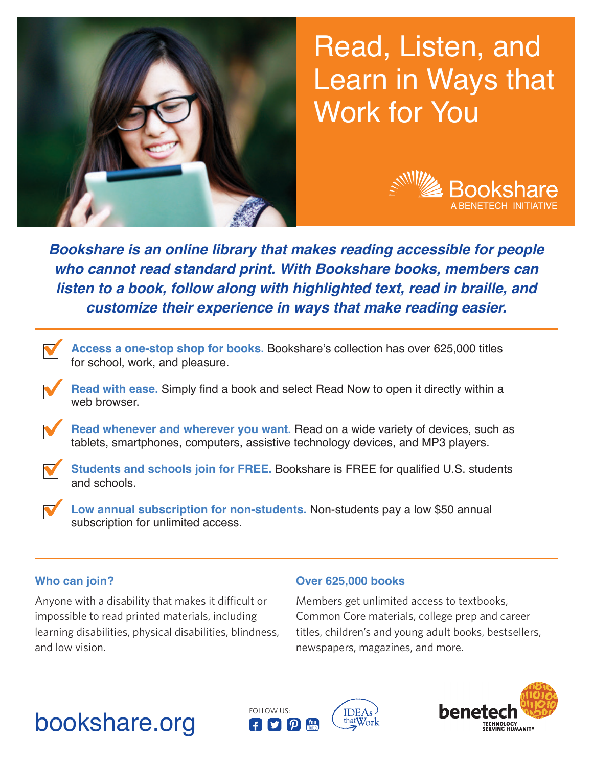# Read, Listen, and Learn in Ways that Work for You

Bookshare
A BENETECH INITIATIVE

***Bookshare is an online library that makes reading accessible for people who cannot read standard print. With Bookshare books, members can listen to a book, follow along with highlighted text, read in braille, and customize their experience in ways that make reading easier.***

- **Access a one-stop shop for books.** Bookshare's collection has over 625,000 titles for school, work, and pleasure.
- **Read with ease.** Simply find a book and select Read Now to open it directly within a web browser.
- **Read whenever and wherever you want.** Read on a wide variety of devices, such as tablets, smartphones, computers, assistive technology devices, and MP3 players.
- **Students and schools join for FREE.** Bookshare is FREE for qualified U.S. students and schools.
- **Low annual subscription for non-students.** Non-students pay a low $50 annual subscription for unlimited access.

### Who can join?

Anyone with a disability that makes it difficult or impossible to read printed materials, including learning disabilities, physical disabilities, blindness, and low vision.

### Over 625,000 books

Members get unlimited access to textbooks, Common Core materials, college prep and career titles, children's and young adult books, bestsellers, newspapers, magazines, and more.

bookshare.org

FOLLOW US:

IDEAs that Work

benetech
TECHNOLOGY SERVING HUMANITY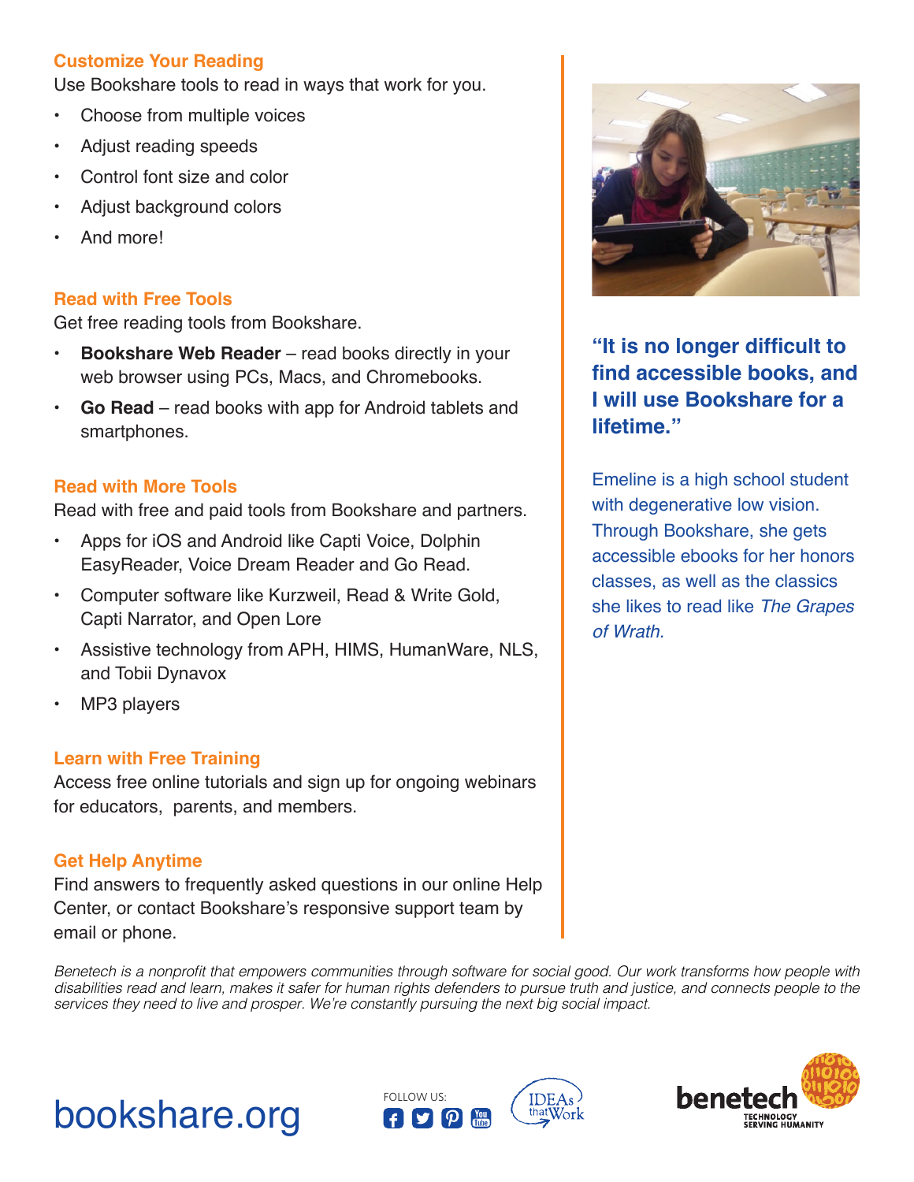## Customize Your Reading

Use Bookshare tools to read in ways that work for you.

- Choose from multiple voices
- Adjust reading speeds
- Control font size and color
- Adjust background colors
- And more!

## Read with Free Tools

Get free reading tools from Bookshare.

- **Bookshare Web Reader** – read books directly in your web browser using PCs, Macs, and Chromebooks.
- **Go Read** – read books with app for Android tablets and smartphones.

## Read with More Tools

Read with free and paid tools from Bookshare and partners.

- Apps for iOS and Android like Capti Voice, Dolphin EasyReader, Voice Dream Reader and Go Read.
- Computer software like Kurzweil, Read & Write Gold, Capti Narrator, and Open Lore
- Assistive technology from APH, HIMS, HumanWare, NLS, and Tobii Dynavox
- MP3 players

## Learn with Free Training

Access free online tutorials and sign up for ongoing webinars for educators, parents, and members.

## Get Help Anytime

Find answers to frequently asked questions in our online Help Center, or contact Bookshare's responsive support team by email or phone.

**"It is no longer difficult to find accessible books, and I will use Bookshare for a lifetime."**

Emeline is a high school student with degenerative low vision. Through Bookshare, she gets accessible ebooks for her honors classes, as well as the classics she likes to read like *The Grapes of Wrath.*

*Benetech is a nonprofit that empowers communities through software for social good. Our work transforms how people with disabilities read and learn, makes it safer for human rights defenders to pursue truth and justice, and connects people to the services they need to live and prosper. We're constantly pursuing the next big social impact.*

bookshare.org

FOLLOW US:

IDEAs that Work

benetech TECHNOLOGY SERVING HUMANITY